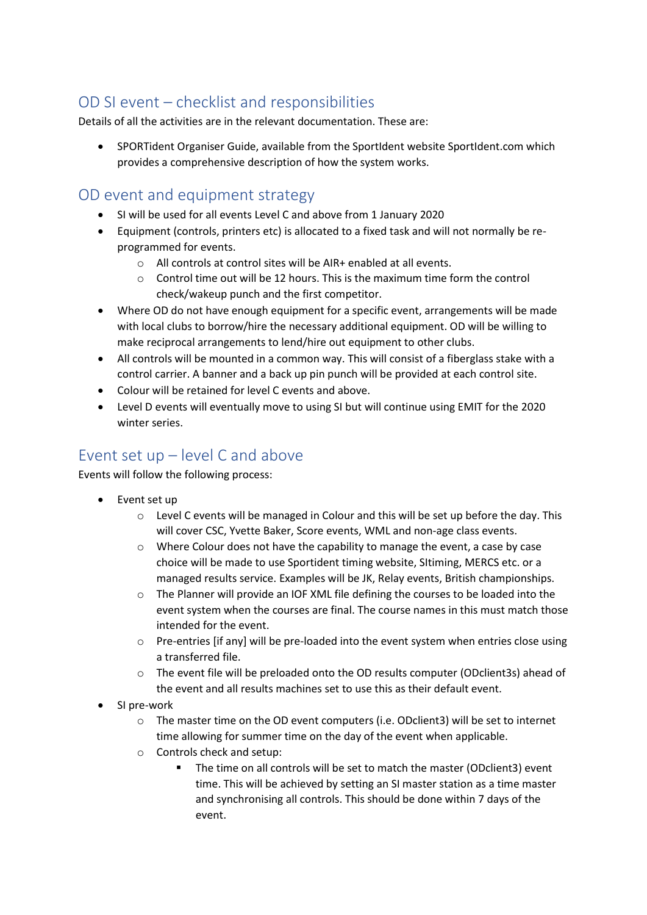## OD SI event – checklist and responsibilities

Details of all the activities are in the relevant documentation. These are:

- SPORTident Organiser Guide, available from the SportIdent website SportIdent.com which provides a comprehensive description of how the system works.

## OD event and equipment strategy

- SI will be used for all events Level C and above from 1 January 2020
- Equipment (controls, printers etc) is allocated to a fixed task and will not normally be re-programmed for events.
  - All controls at control sites will be AIR+ enabled at all events.
  - Control time out will be 12 hours. This is the maximum time form the control check/wakeup punch and the first competitor.
- Where OD do not have enough equipment for a specific event, arrangements will be made with local clubs to borrow/hire the necessary additional equipment. OD will be willing to make reciprocal arrangements to lend/hire out equipment to other clubs.
- All controls will be mounted in a common way. This will consist of a fiberglass stake with a control carrier. A banner and a back up pin punch will be provided at each control site.
- Colour will be retained for level C events and above.
- Level D events will eventually move to using SI but will continue using EMIT for the 2020 winter series.

## Event set up – level C and above

Events will follow the following process:

- Event set up
  - Level C events will be managed in Colour and this will be set up before the day. This will cover CSC, Yvette Baker, Score events, WML and non-age class events.
  - Where Colour does not have the capability to manage the event, a case by case choice will be made to use Sportident timing website, SItiming, MERCS etc. or a managed results service. Examples will be JK, Relay events, British championships.
  - The Planner will provide an IOF XML file defining the courses to be loaded into the event system when the courses are final. The course names in this must match those intended for the event.
  - Pre-entries [if any] will be pre-loaded into the event system when entries close using a transferred file.
  - The event file will be preloaded onto the OD results computer (ODclient3s) ahead of the event and all results machines set to use this as their default event.
- SI pre-work
  - The master time on the OD event computers (i.e. ODclient3) will be set to internet time allowing for summer time on the day of the event when applicable.
  - Controls check and setup:
    - The time on all controls will be set to match the master (ODclient3) event time. This will be achieved by setting an SI master station as a time master and synchronising all controls. This should be done within 7 days of the event.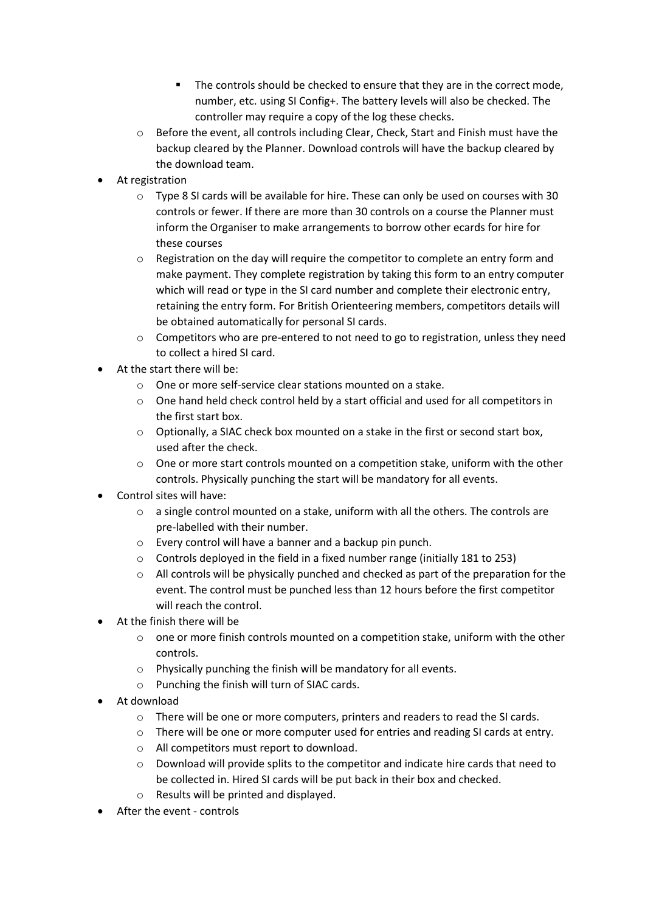- The controls should be checked to ensure that they are in the correct mode, number, etc. using SI Config+. The battery levels will also be checked. The controller may require a copy of the log these checks.
  - Before the event, all controls including Clear, Check, Start and Finish must have the backup cleared by the Planner. Download controls will have the backup cleared by the download team.
- At registration
  - Type 8 SI cards will be available for hire. These can only be used on courses with 30 controls or fewer. If there are more than 30 controls on a course the Planner must inform the Organiser to make arrangements to borrow other ecards for hire for these courses
  - Registration on the day will require the competitor to complete an entry form and make payment. They complete registration by taking this form to an entry computer which will read or type in the SI card number and complete their electronic entry, retaining the entry form. For British Orienteering members, competitors details will be obtained automatically for personal SI cards.
  - Competitors who are pre-entered to not need to go to registration, unless they need to collect a hired SI card.
- At the start there will be:
  - One or more self-service clear stations mounted on a stake.
  - One hand held check control held by a start official and used for all competitors in the first start box.
  - Optionally, a SIAC check box mounted on a stake in the first or second start box, used after the check.
  - One or more start controls mounted on a competition stake, uniform with the other controls. Physically punching the start will be mandatory for all events.
- Control sites will have:
  - a single control mounted on a stake, uniform with all the others. The controls are pre-labelled with their number.
  - Every control will have a banner and a backup pin punch.
  - Controls deployed in the field in a fixed number range (initially 181 to 253)
  - All controls will be physically punched and checked as part of the preparation for the event. The control must be punched less than 12 hours before the first competitor will reach the control.
- At the finish there will be
  - one or more finish controls mounted on a competition stake, uniform with the other controls.
  - Physically punching the finish will be mandatory for all events.
  - Punching the finish will turn of SIAC cards.
- At download
  - There will be one or more computers, printers and readers to read the SI cards.
  - There will be one or more computer used for entries and reading SI cards at entry.
  - All competitors must report to download.
  - Download will provide splits to the competitor and indicate hire cards that need to be collected in. Hired SI cards will be put back in their box and checked.
  - Results will be printed and displayed.
- After the event - controls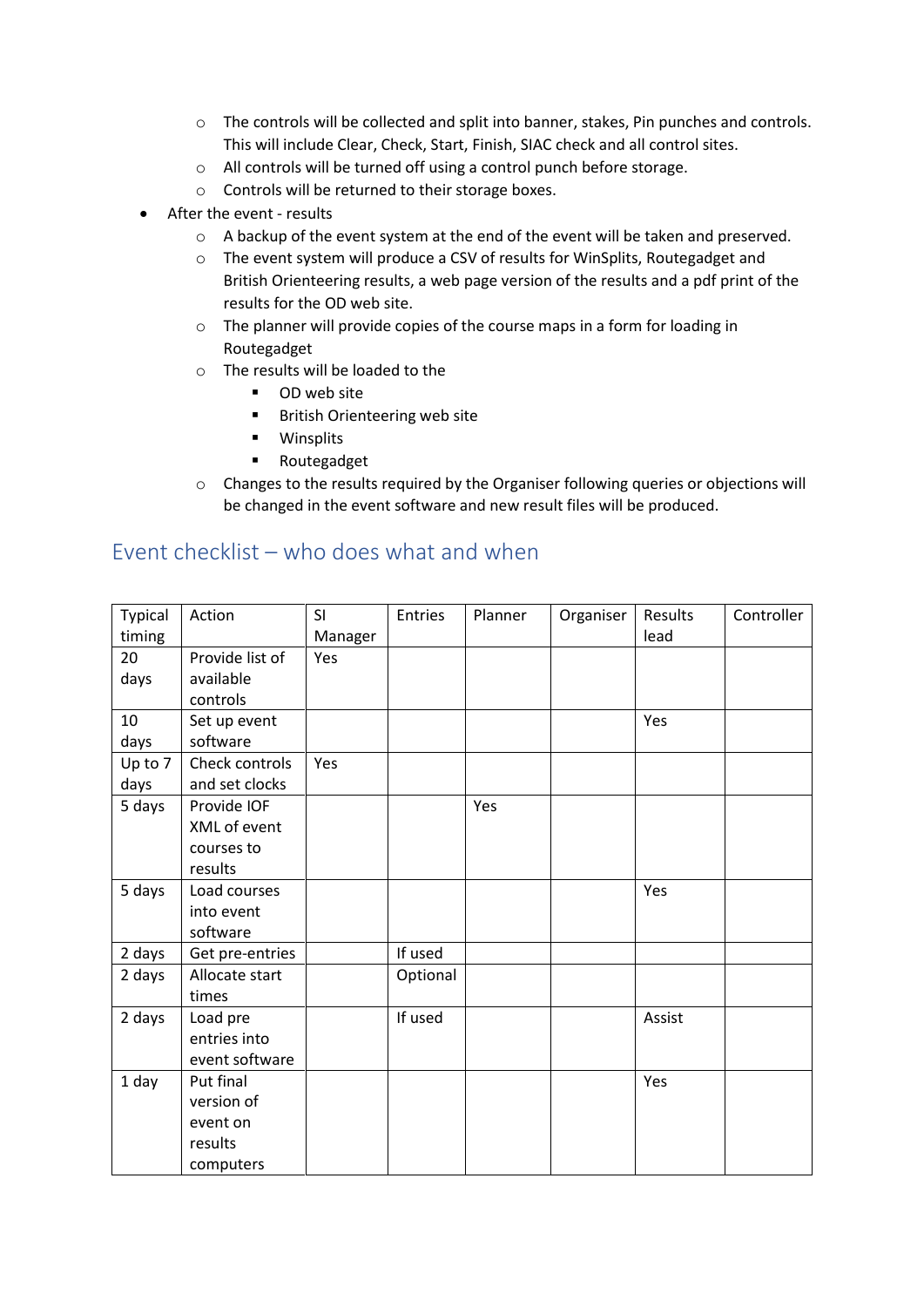- The controls will be collected and split into banner, stakes, Pin punches and controls. This will include Clear, Check, Start, Finish, SIAC check and all control sites.
  - All controls will be turned off using a control punch before storage.
  - Controls will be returned to their storage boxes.
- After the event - results
  - A backup of the event system at the end of the event will be taken and preserved.
  - The event system will produce a CSV of results for WinSplits, Routegadget and British Orienteering results, a web page version of the results and a pdf print of the results for the OD web site.
  - The planner will provide copies of the course maps in a form for loading in Routegadget
  - The results will be loaded to the
    - OD web site
    - British Orienteering web site
    - Winsplits
    - Routegadget
  - Changes to the results required by the Organiser following queries or objections will be changed in the event software and new result files will be produced.

## Event checklist – who does what and when

| Typical timing | Action | SI Manager | Entries | Planner | Organiser | Results lead | Controller |
|---|---|---|---|---|---|---|---|
| 20 days | Provide list of available controls | Yes | | | | | |
| 10 days | Set up event software | | | | | Yes | |
| Up to 7 days | Check controls and set clocks | Yes | | | | | |
| 5 days | Provide IOF XML of event courses to results | | | Yes | | | |
| 5 days | Load courses into event software | | | | | Yes | |
| 2 days | Get pre-entries | | If used | | | | |
| 2 days | Allocate start times | | Optional | | | | |
| 2 days | Load pre entries into event software | | If used | | | Assist | |
| 1 day | Put final version of event on results computers | | | | | Yes | |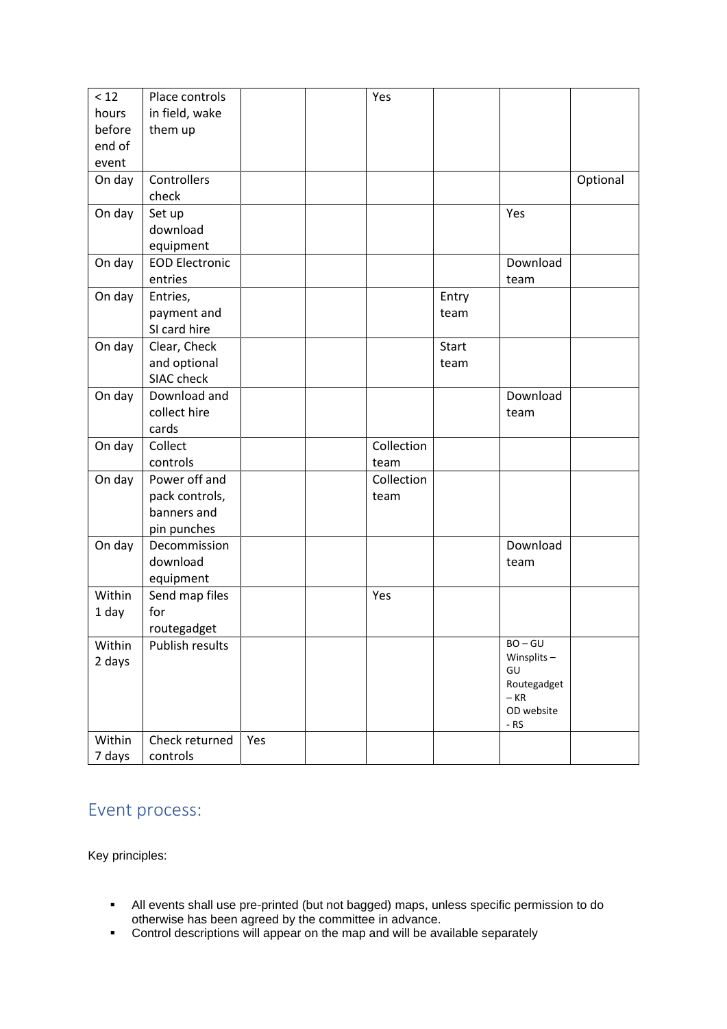| | | | | | | | |
|---|---|---|---|---|---|---|---|
| < 12 hours before end of event | Place controls in field, wake them up | | | Yes | | | |
| On day | Controllers check | | | | | | Optional |
| On day | Set up download equipment | | | | | Yes | |
| On day | EOD Electronic entries | | | | | Download team | |
| On day | Entries, payment and SI card hire | | | | Entry team | | |
| On day | Clear, Check and optional SIAC check | | | | Start team | | |
| On day | Download and collect hire cards | | | | | Download team | |
| On day | Collect controls | | | Collection team | | | |
| On day | Power off and pack controls, banners and pin punches | | | Collection team | | | |
| On day | Decommission download equipment | | | | | Download team | |
| Within 1 day | Send map files for routegadget | | | Yes | | | |
| Within 2 days | Publish results | | | | | BO – GU<br>Winsplits – GU<br>Routegadget – KR<br>OD website - RS | |
| Within 7 days | Check returned controls | Yes | | | | | |

## Event process:

Key principles:

- All events shall use pre-printed (but not bagged) maps, unless specific permission to do otherwise has been agreed by the committee in advance.
- Control descriptions will appear on the map and will be available separately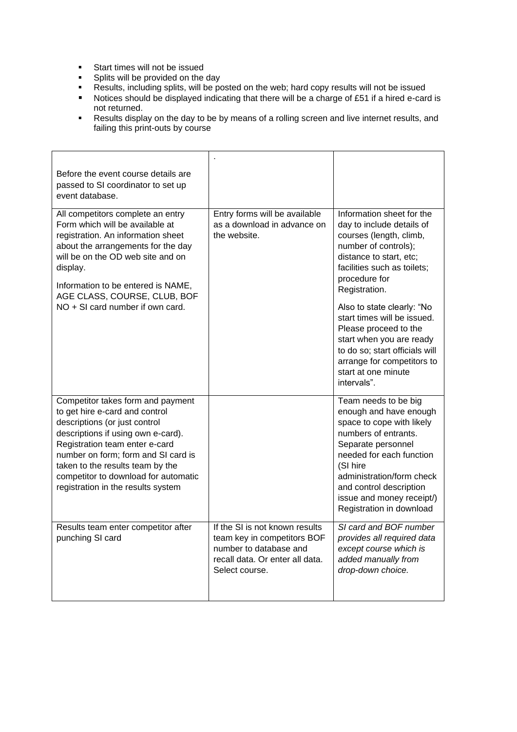- Start times will not be issued
- Splits will be provided on the day
- Results, including splits, will be posted on the web; hard copy results will not be issued
- Notices should be displayed indicating that there will be a charge of £51 if a hired e-card is not returned.
- Results display on the day to be by means of a rolling screen and live internet results, and failing this print-outs by course

| Before the event course details are passed to SI coordinator to set up event database. | . | |
|---|---|---|
| All competitors complete an entry Form which will be available at registration. An information sheet about the arrangements for the day will be on the OD web site and on display.<br><br>Information to be entered is NAME, AGE CLASS, COURSE, CLUB, BOF NO + SI card number if own card. | Entry forms will be available as a download in advance on the website. | Information sheet for the day to include details of courses (length, climb, number of controls); distance to start, etc; facilities such as toilets; procedure for Registration.<br><br>Also to state clearly: "No start times will be issued. Please proceed to the start when you are ready to do so; start officials will arrange for competitors to start at one minute intervals". |
| Competitor takes form and payment to get hire e-card and control descriptions (or just control descriptions if using own e-card). Registration team enter e-card number on form; form and SI card is taken to the results team by the competitor to download for automatic registration in the results system | | Team needs to be big enough and have enough space to cope with likely numbers of entrants. Separate personnel needed for each function (SI hire administration/form check and control description issue and money receipt/) Registration in download |
| Results team enter competitor after punching SI card | If the SI is not known results team key in competitors BOF number to database and recall data. Or enter all data. Select course. | *SI card and BOF number provides all required data except course which is added manually from drop-down choice.* |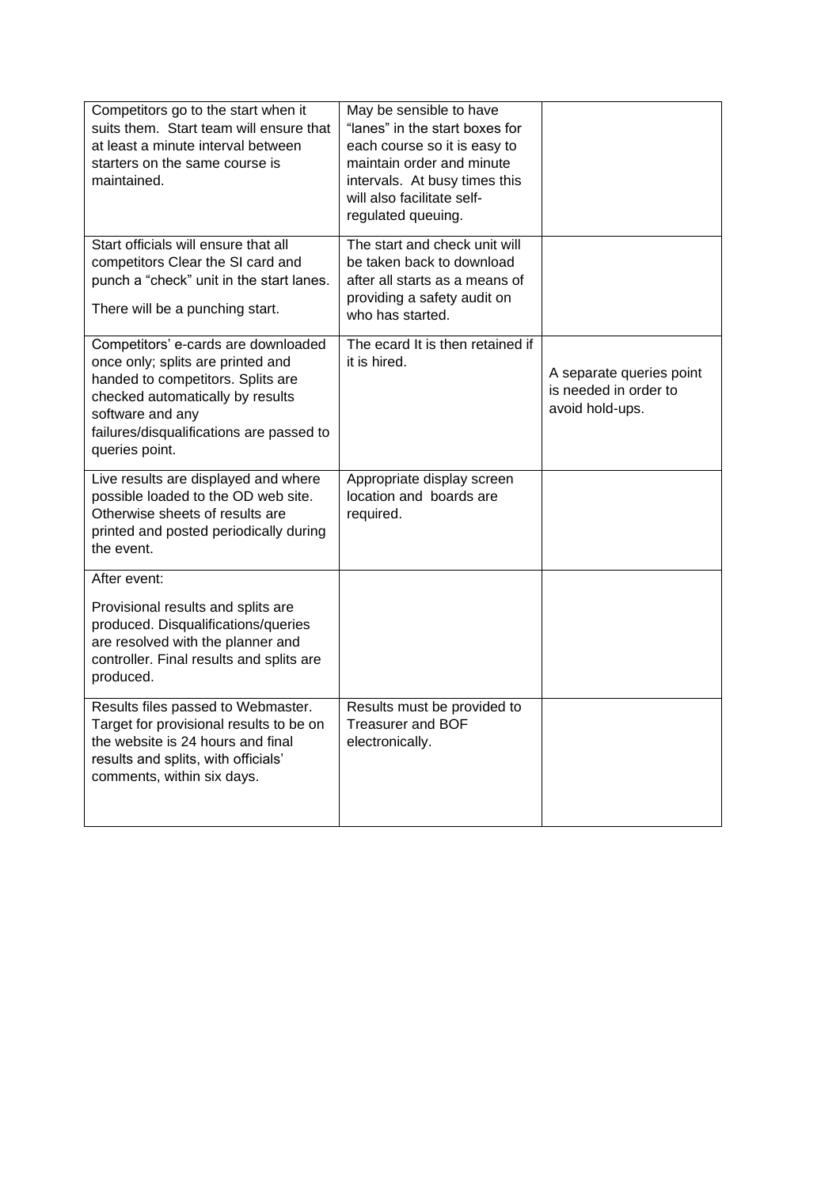| | | |
|---|---|---|
| Competitors go to the start when it suits them. Start team will ensure that at least a minute interval between starters on the same course is maintained. | May be sensible to have "lanes" in the start boxes for each course so it is easy to maintain order and minute intervals. At busy times this will also facilitate self-regulated queuing. | |
| Start officials will ensure that all competitors Clear the SI card and punch a "check" unit in the start lanes.<br><br>There will be a punching start. | The start and check unit will be taken back to download after all starts as a means of providing a safety audit on who has started. | |
| Competitors' e-cards are downloaded once only; splits are printed and handed to competitors. Splits are checked automatically by results software and any failures/disqualifications are passed to queries point. | The ecard It is then retained if it is hired. | A separate queries point is needed in order to avoid hold-ups. |
| Live results are displayed and where possible loaded to the OD web site. Otherwise sheets of results are printed and posted periodically during the event. | Appropriate display screen location and boards are required. | |
| After event:<br><br>Provisional results and splits are produced. Disqualifications/queries are resolved with the planner and controller. Final results and splits are produced. | | |
| Results files passed to Webmaster. Target for provisional results to be on the website is 24 hours and final results and splits, with officials' comments, within six days. | Results must be provided to Treasurer and BOF electronically. | |